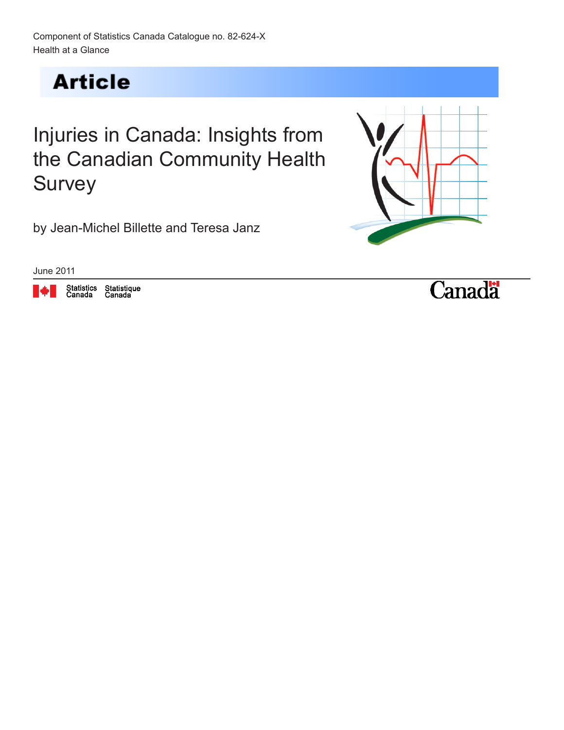Component of Statistics Canada Catalogue no. 82-624-X
Health at a Glance

# Article

# Injuries in Canada: Insights from the Canadian Community Health Survey

by Jean-Michel Billette and Teresa Janz

June 2011

Statistics Canada Statistique Canada

Canada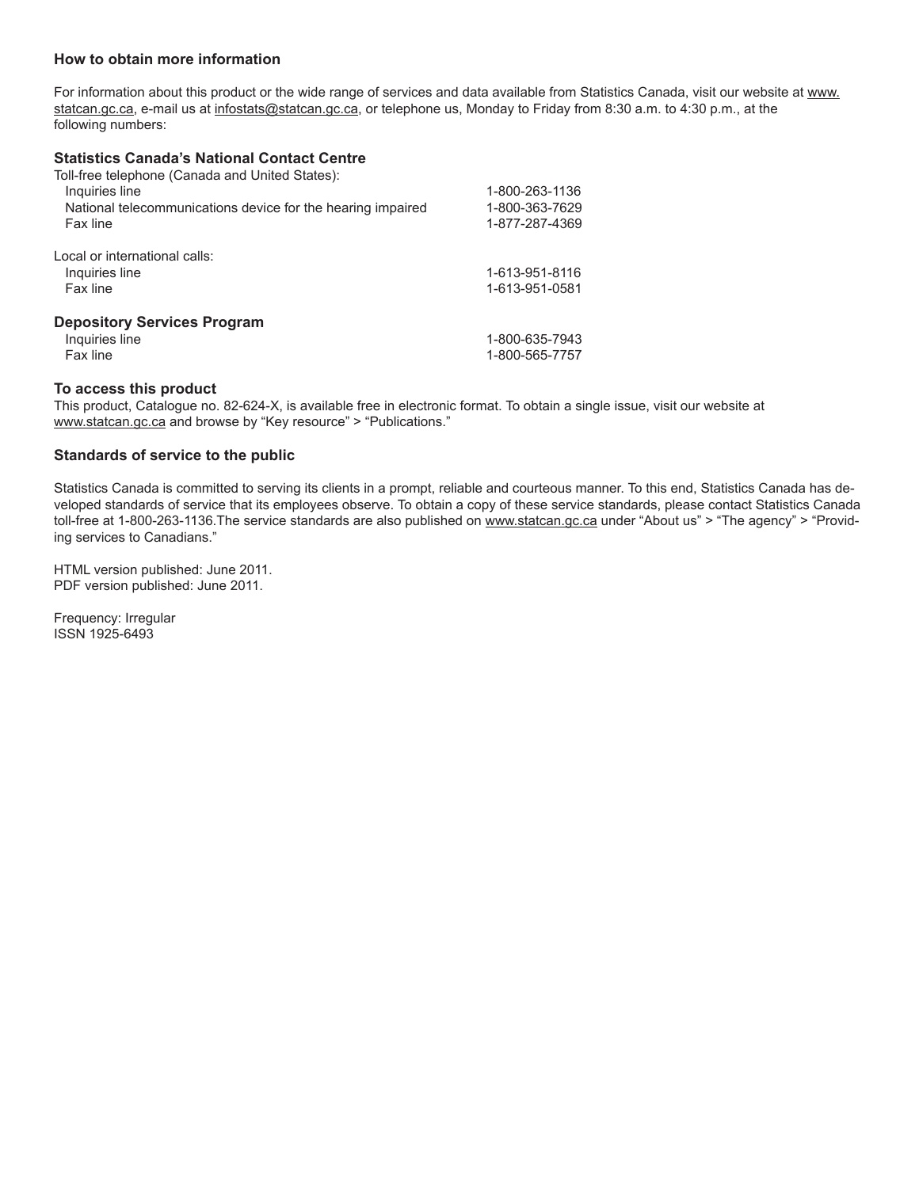### How to obtain more information

For information about this product or the wide range of services and data available from Statistics Canada, visit our website at www.statcan.gc.ca, e-mail us at infostats@statcan.gc.ca, or telephone us, Monday to Friday from 8:30 a.m. to 4:30 p.m., at the following numbers:

### Statistics Canada's National Contact Centre

Toll-free telephone (Canada and United States):

| | |
|---|---|
| Inquiries line | 1-800-263-1136 |
| National telecommunications device for the hearing impaired | 1-800-363-7629 |
| Fax line | 1-877-287-4369 |

Local or international calls:

| | |
|---|---|
| Inquiries line | 1-613-951-8116 |
| Fax line | 1-613-951-0581 |

### Depository Services Program

| | |
|---|---|
| Inquiries line | 1-800-635-7943 |
| Fax line | 1-800-565-7757 |

### To access this product

This product, Catalogue no. 82-624-X, is available free in electronic format. To obtain a single issue, visit our website at www.statcan.gc.ca and browse by "Key resource" > "Publications."

### Standards of service to the public

Statistics Canada is committed to serving its clients in a prompt, reliable and courteous manner. To this end, Statistics Canada has developed standards of service that its employees observe. To obtain a copy of these service standards, please contact Statistics Canada toll-free at 1-800-263-1136.The service standards are also published on www.statcan.gc.ca under "About us" > "The agency" > "Providing services to Canadians."

HTML version published: June 2011.
PDF version published: June 2011.

Frequency: Irregular
ISSN 1925-6493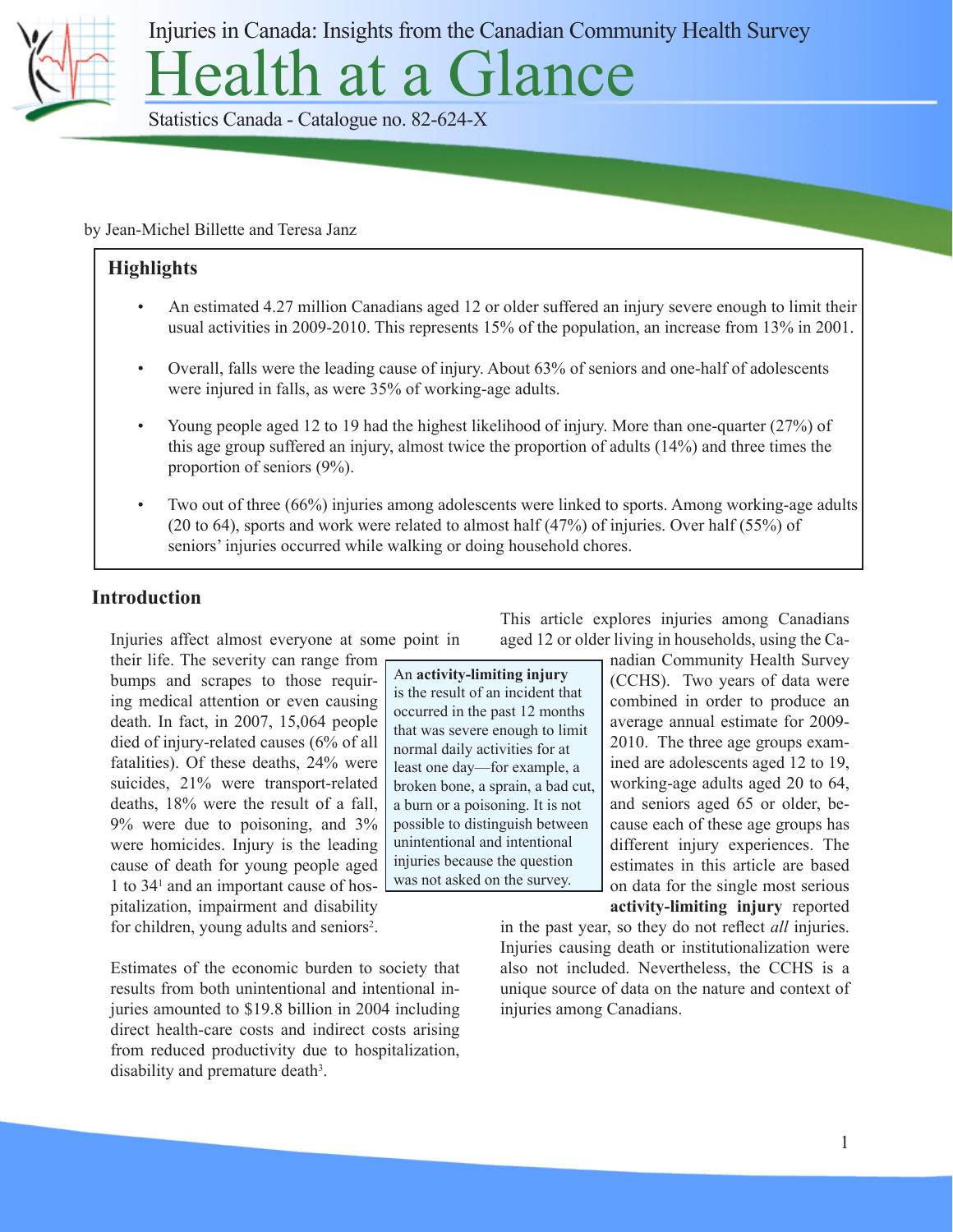Injuries in Canada: Insights from the Canadian Community Health Survey

# Health at a Glance

Statistics Canada - Catalogue no. 82-624-X

by Jean-Michel Billette and Teresa Janz

## Highlights

- An estimated 4.27 million Canadians aged 12 or older suffered an injury severe enough to limit their usual activities in 2009-2010. This represents 15% of the population, an increase from 13% in 2001.
- Overall, falls were the leading cause of injury. About 63% of seniors and one-half of adolescents were injured in falls, as were 35% of working-age adults.
- Young people aged 12 to 19 had the highest likelihood of injury. More than one-quarter (27%) of this age group suffered an injury, almost twice the proportion of adults (14%) and three times the proportion of seniors (9%).
- Two out of three (66%) injuries among adolescents were linked to sports. Among working-age adults (20 to 64), sports and work were related to almost half (47%) of injuries. Over half (55%) of seniors' injuries occurred while walking or doing household chores.

## Introduction

Injuries affect almost everyone at some point in their life. The severity can range from bumps and scrapes to those requiring medical attention or even causing death. In fact, in 2007, 15,064 people died of injury-related causes (6% of all fatalities). Of these deaths, 24% were suicides, 21% were transport-related deaths, 18% were the result of a fall, 9% were due to poisoning, and 3% were homicides. Injury is the leading cause of death for young people aged 1 to 34[1] and an important cause of hospitalization, impairment and disability for children, young adults and seniors[2].

Estimates of the economic burden to society that results from both unintentional and intentional injuries amounted to $19.8 billion in 2004 including direct health-care costs and indirect costs arising from reduced productivity due to hospitalization, disability and premature death[3].

> An **activity-limiting injury** is the result of an incident that occurred in the past 12 months that was severe enough to limit normal daily activities for at least one day—for example, a broken bone, a sprain, a bad cut, a burn or a poisoning. It is not possible to distinguish between unintentional and intentional injuries because the question was not asked on the survey.

This article explores injuries among Canadians aged 12 or older living in households, using the Canadian Community Health Survey (CCHS). Two years of data were combined in order to produce an average annual estimate for 2009-2010. The three age groups examined are adolescents aged 12 to 19, working-age adults aged 20 to 64, and seniors aged 65 or older, because each of these age groups has different injury experiences. The estimates in this article are based on data for the single most serious **activity-limiting injury** reported in the past year, so they do not reflect *all* injuries. Injuries causing death or institutionalization were also not included. Nevertheless, the CCHS is a unique source of data on the nature and context of injuries among Canadians.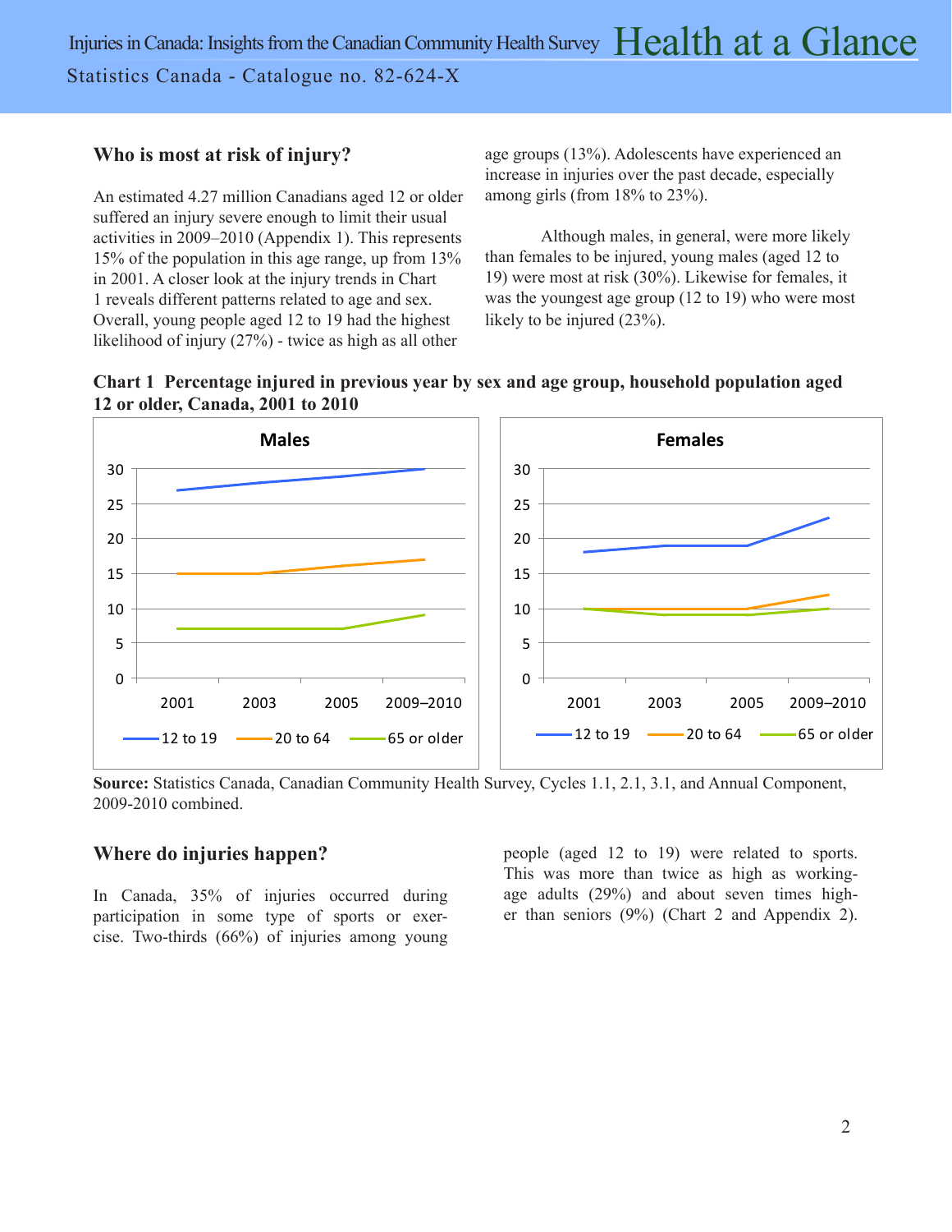## Who is most at risk of injury?

An estimated 4.27 million Canadians aged 12 or older suffered an injury severe enough to limit their usual activities in 2009–2010 (Appendix 1). This represents 15% of the population in this age range, up from 13% in 2001. A closer look at the injury trends in Chart 1 reveals different patterns related to age and sex. Overall, young people aged 12 to 19 had the highest likelihood of injury (27%) - twice as high as all other age groups (13%). Adolescents have experienced an increase in injuries over the past decade, especially among girls (from 18% to 23%).

Although males, in general, were more likely than females to be injured, young males (aged 12 to 19) were most at risk (30%). Likewise for females, it was the youngest age group (12 to 19) who were most likely to be injured (23%).

**Chart 1 Percentage injured in previous year by sex and age group, household population aged 12 or older, Canada, 2001 to 2010**

**Males**

| | 2001 | 2003 | 2005 | 2009–2010 |
|---|---|---|---|---|
| 12 to 19 | 27 | 28 | 29 | 30 |
| 20 to 64 | 15 | 15 | 16 | 17 |
| 65 or older | 7 | 7 | 7 | 9 |

**Females**

| | 2001 | 2003 | 2005 | 2009–2010 |
|---|---|---|---|---|
| 12 to 19 | 18 | 19 | 19 | 23 |
| 20 to 64 | 10 | 10 | 10 | 12 |
| 65 or older | 10 | 9 | 9 | 10 |

**Source:** Statistics Canada, Canadian Community Health Survey, Cycles 1.1, 2.1, 3.1, and Annual Component, 2009-2010 combined.

## Where do injuries happen?

In Canada, 35% of injuries occurred during participation in some type of sports or exercise. Two-thirds (66%) of injuries among young people (aged 12 to 19) were related to sports. This was more than twice as high as working-age adults (29%) and about seven times higher than seniors (9%) (Chart 2 and Appendix 2).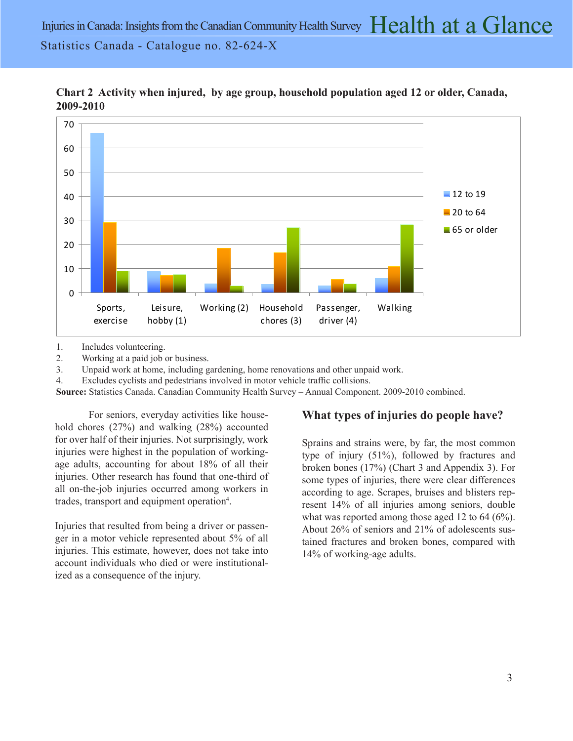**Chart 2 Activity when injured, by age group, household population aged 12 or older, Canada, 2009-2010**

1. Includes volunteering.
2. Working at a paid job or business.
3. Unpaid work at home, including gardening, home renovations and other unpaid work.
4. Excludes cyclists and pedestrians involved in motor vehicle traffic collisions.

**Source:** Statistics Canada. Canadian Community Health Survey – Annual Component. 2009-2010 combined.

For seniors, everyday activities like household chores (27%) and walking (28%) accounted for over half of their injuries. Not surprisingly, work injuries were highest in the population of working-age adults, accounting for about 18% of all their injuries. Other research has found that one-third of all on-the-job injuries occurred among workers in trades, transport and equipment operation[4].

Injuries that resulted from being a driver or passenger in a motor vehicle represented about 5% of all injuries. This estimate, however, does not take into account individuals who died or were institutionalized as a consequence of the injury.

## What types of injuries do people have?

Sprains and strains were, by far, the most common type of injury (51%), followed by fractures and broken bones (17%) (Chart 3 and Appendix 3). For some types of injuries, there were clear differences according to age. Scrapes, bruises and blisters represent 14% of all injuries among seniors, double what was reported among those aged 12 to 64 (6%). About 26% of seniors and 21% of adolescents sustained fractures and broken bones, compared with 14% of working-age adults.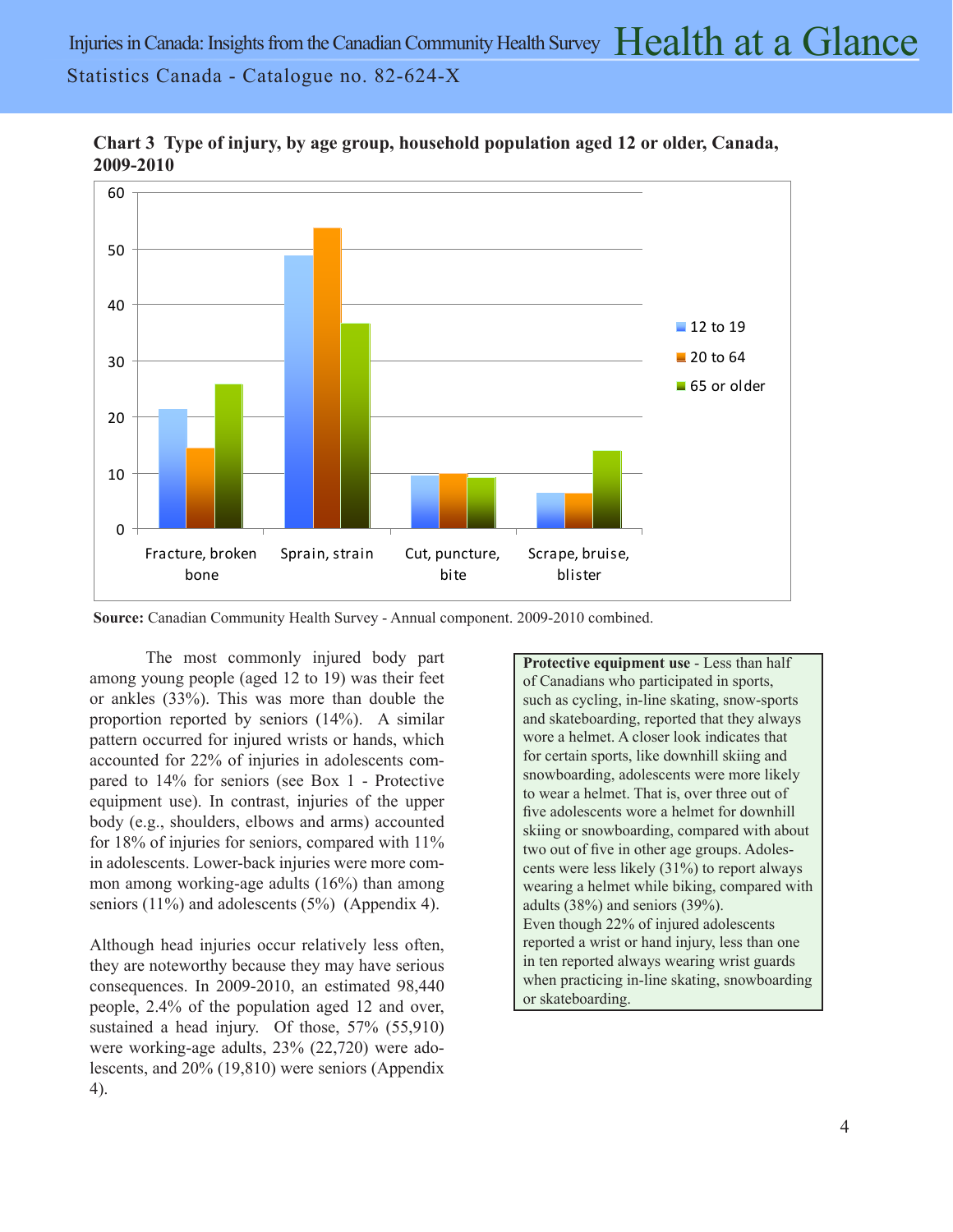**Chart 3 Type of injury, by age group, household population aged 12 or older, Canada, 2009-2010**

**Source:** Canadian Community Health Survey - Annual component. 2009-2010 combined.

The most commonly injured body part among young people (aged 12 to 19) was their feet or ankles (33%). This was more than double the proportion reported by seniors (14%). A similar pattern occurred for injured wrists or hands, which accounted for 22% of injuries in adolescents compared to 14% for seniors (see Box 1 - Protective equipment use). In contrast, injuries of the upper body (e.g., shoulders, elbows and arms) accounted for 18% of injuries for seniors, compared with 11% in adolescents. Lower-back injuries were more common among working-age adults (16%) than among seniors (11%) and adolescents (5%) (Appendix 4).

Although head injuries occur relatively less often, they are noteworthy because they may have serious consequences. In 2009-2010, an estimated 98,440 people, 2.4% of the population aged 12 and over, sustained a head injury. Of those, 57% (55,910) were working-age adults, 23% (22,720) were adolescents, and 20% (19,810) were seniors (Appendix 4).

**Protective equipment use** - Less than half of Canadians who participated in sports, such as cycling, in-line skating, snow-sports and skateboarding, reported that they always wore a helmet. A closer look indicates that for certain sports, like downhill skiing and snowboarding, adolescents were more likely to wear a helmet. That is, over three out of five adolescents wore a helmet for downhill skiing or snowboarding, compared with about two out of five in other age groups. Adolescents were less likely (31%) to report always wearing a helmet while biking, compared with adults (38%) and seniors (39%).
Even though 22% of injured adolescents reported a wrist or hand injury, less than one in ten reported always wearing wrist guards when practicing in-line skating, snowboarding or skateboarding.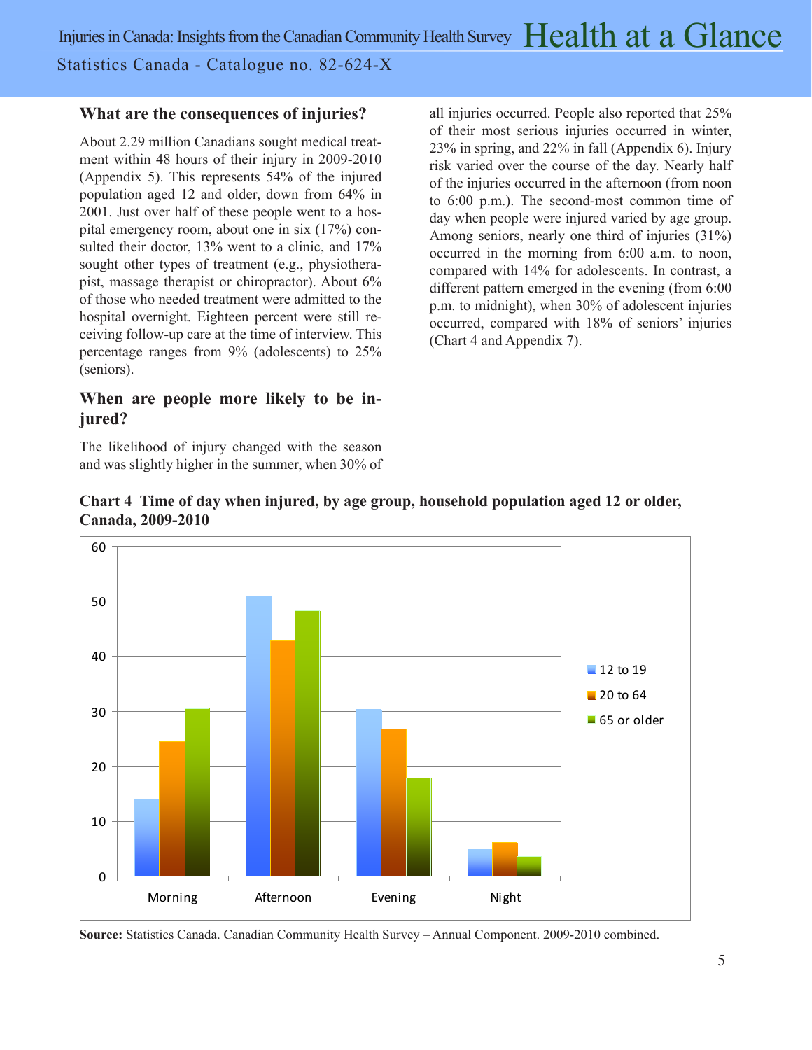## What are the consequences of injuries?

About 2.29 million Canadians sought medical treatment within 48 hours of their injury in 2009-2010 (Appendix 5). This represents 54% of the injured population aged 12 and older, down from 64% in 2001. Just over half of these people went to a hospital emergency room, about one in six (17%) consulted their doctor, 13% went to a clinic, and 17% sought other types of treatment (e.g., physiotherapist, massage therapist or chiropractor). About 6% of those who needed treatment were admitted to the hospital overnight. Eighteen percent were still receiving follow-up care at the time of interview. This percentage ranges from 9% (adolescents) to 25% (seniors).

## When are people more likely to be injured?

The likelihood of injury changed with the season and was slightly higher in the summer, when 30% of all injuries occurred. People also reported that 25% of their most serious injuries occurred in winter, 23% in spring, and 22% in fall (Appendix 6). Injury risk varied over the course of the day. Nearly half of the injuries occurred in the afternoon (from noon to 6:00 p.m.). The second-most common time of day when people were injured varied by age group. Among seniors, nearly one third of injuries (31%) occurred in the morning from 6:00 a.m. to noon, compared with 14% for adolescents. In contrast, a different pattern emerged in the evening (from 6:00 p.m. to midnight), when 30% of adolescent injuries occurred, compared with 18% of seniors' injuries (Chart 4 and Appendix 7).

**Chart 4 Time of day when injured, by age group, household population aged 12 or older, Canada, 2009-2010**

| | 12 to 19 | 20 to 64 | 65 or older |
|---|---|---|---|
| Morning | 14 | 24.5 | 30.5 |
| Afternoon | 51 | 43 | 48 |
| Evening | 30.5 | 27 | 18 |
| Night | 5 | 6 | 3.5 |

**Source:** Statistics Canada. Canadian Community Health Survey – Annual Component. 2009-2010 combined.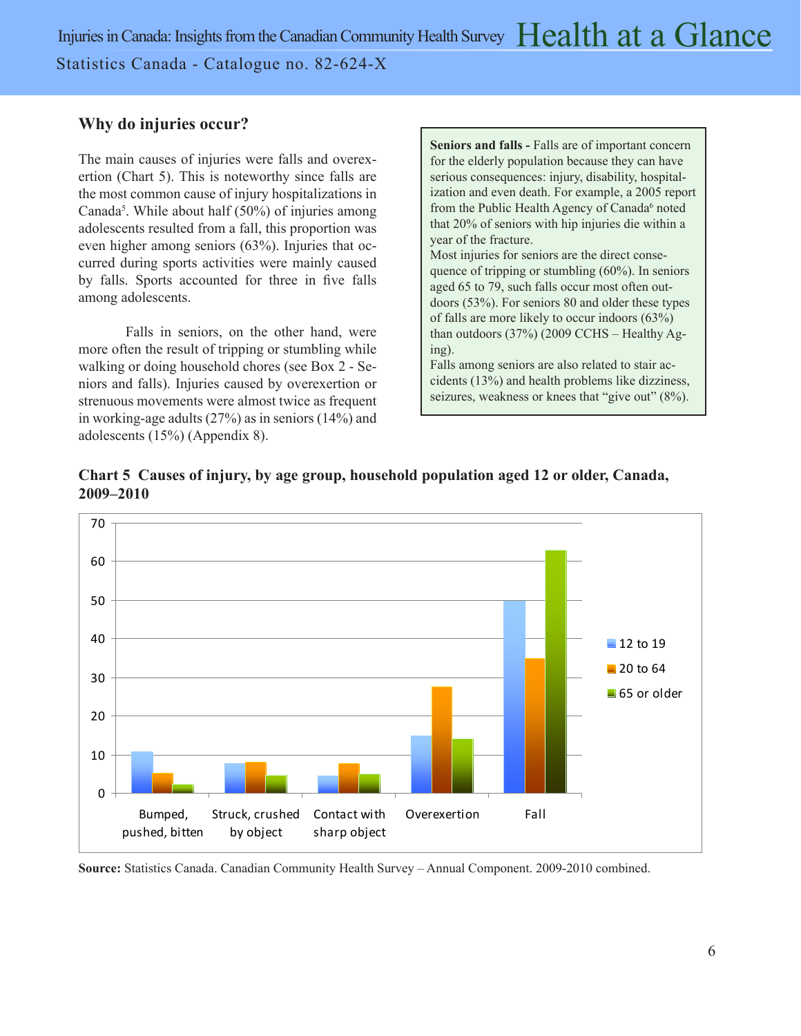## Why do injuries occur?

The main causes of injuries were falls and overexertion (Chart 5). This is noteworthy since falls are the most common cause of injury hospitalizations in Canada[5]. While about half (50%) of injuries among adolescents resulted from a fall, this proportion was even higher among seniors (63%). Injuries that occurred during sports activities were mainly caused by falls. Sports accounted for three in five falls among adolescents.

Falls in seniors, on the other hand, were more often the result of tripping or stumbling while walking or doing household chores (see Box 2 - Seniors and falls). Injuries caused by overexertion or strenuous movements were almost twice as frequent in working-age adults (27%) as in seniors (14%) and adolescents (15%) (Appendix 8).

> **Seniors and falls -** Falls are of important concern for the elderly population because they can have serious consequences: injury, disability, hospitalization and even death. For example, a 2005 report from the Public Health Agency of Canada[6] noted that 20% of seniors with hip injuries die within a year of the fracture.
>
> Most injuries for seniors are the direct consequence of tripping or stumbling (60%). In seniors aged 65 to 79, such falls occur most often outdoors (53%). For seniors 80 and older these types of falls are more likely to occur indoors (63%) than outdoors (37%) (2009 CCHS – Healthy Aging).
>
> Falls among seniors are also related to stair accidents (13%) and health problems like dizziness, seizures, weakness or knees that "give out" (8%).

**Chart 5 Causes of injury, by age group, household population aged 12 or older, Canada, 2009–2010**

| Cause | 12 to 19 | 20 to 64 | 65 or older |
|---|---|---|---|
| Bumped, pushed, bitten | 11 | 5 | 2 |
| Struck, crushed by object | 8 | 8 | 5 |
| Contact with sharp object | 5 | 8 | 5 |
| Overexertion | 15 | 27 | 14 |
| Fall | 50 | 35 | 63 |

**Source:** Statistics Canada. Canadian Community Health Survey – Annual Component. 2009-2010 combined.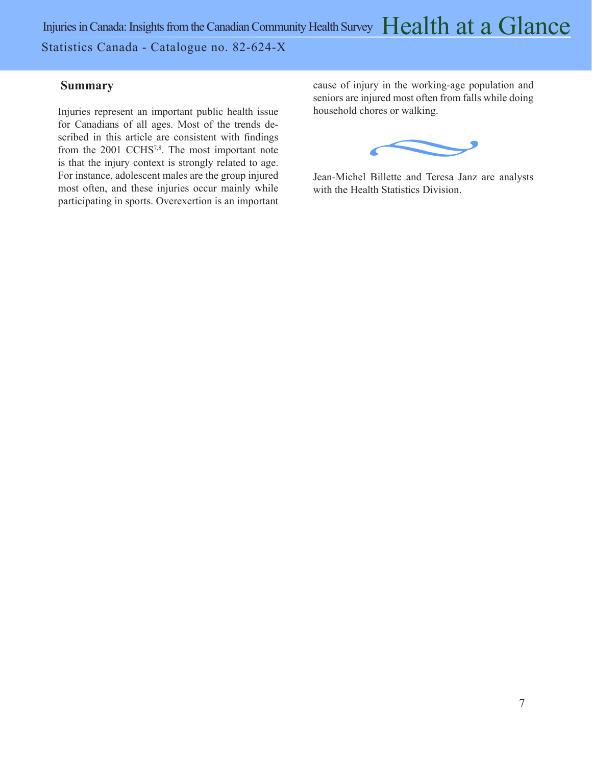## Summary

Injuries represent an important public health issue for Canadians of all ages. Most of the trends described in this article are consistent with findings from the 2001 CCHS[7,8]. The most important note is that the injury context is strongly related to age. For instance, adolescent males are the group injured most often, and these injuries occur mainly while participating in sports. Overexertion is an important cause of injury in the working-age population and seniors are injured most often from falls while doing household chores or walking.

Jean-Michel Billette and Teresa Janz are analysts with the Health Statistics Division.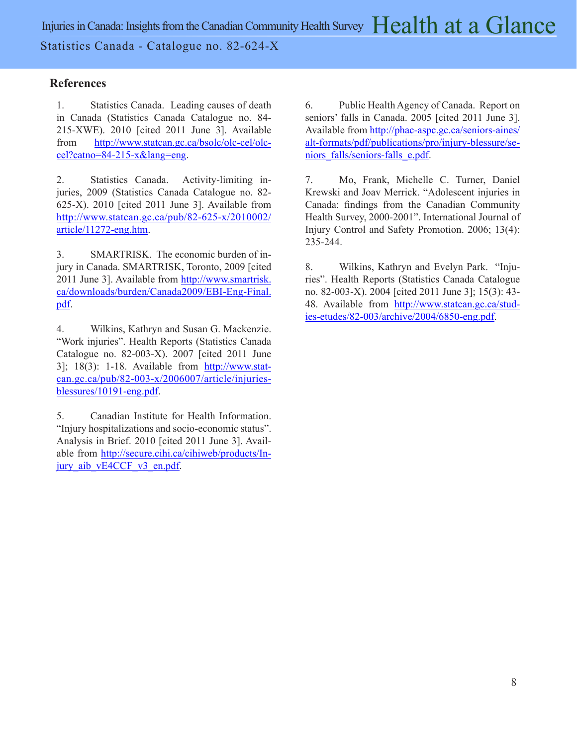## References

1. Statistics Canada. Leading causes of death in Canada (Statistics Canada Catalogue no. 84-215-XWE). 2010 [cited 2011 June 3]. Available from http://www.statcan.gc.ca/bsolc/olc-cel/olc-cel?catno=84-215-x&lang=eng.

2. Statistics Canada. Activity-limiting injuries, 2009 (Statistics Canada Catalogue no. 82-625-X). 2010 [cited 2011 June 3]. Available from http://www.statcan.gc.ca/pub/82-625-x/2010002/article/11272-eng.htm.

3. SMARTRISK. The economic burden of injury in Canada. SMARTRISK, Toronto, 2009 [cited 2011 June 3]. Available from http://www.smartrisk.ca/downloads/burden/Canada2009/EBI-Eng-Final.pdf.

4. Wilkins, Kathryn and Susan G. Mackenzie. "Work injuries". Health Reports (Statistics Canada Catalogue no. 82-003-X). 2007 [cited 2011 June 3]; 18(3): 1-18. Available from http://www.statcan.gc.ca/pub/82-003-x/2006007/article/injuries-blessures/10191-eng.pdf.

5. Canadian Institute for Health Information. "Injury hospitalizations and socio-economic status". Analysis in Brief. 2010 [cited 2011 June 3]. Available from http://secure.cihi.ca/cihiweb/products/Injury_aib_vE4CCF_v3_en.pdf.

6. Public Health Agency of Canada. Report on seniors' falls in Canada. 2005 [cited 2011 June 3]. Available from http://phac-aspc.gc.ca/seniors-aines/alt-formats/pdf/publications/pro/injury-blessure/seniors_falls/seniors-falls_e.pdf.

7. Mo, Frank, Michelle C. Turner, Daniel Krewski and Joav Merrick. "Adolescent injuries in Canada: findings from the Canadian Community Health Survey, 2000-2001". International Journal of Injury Control and Safety Promotion. 2006; 13(4): 235-244.

8. Wilkins, Kathryn and Evelyn Park. "Injuries". Health Reports (Statistics Canada Catalogue no. 82-003-X). 2004 [cited 2011 June 3]; 15(3): 43-48. Available from http://www.statcan.gc.ca/studies-etudes/82-003/archive/2004/6850-eng.pdf.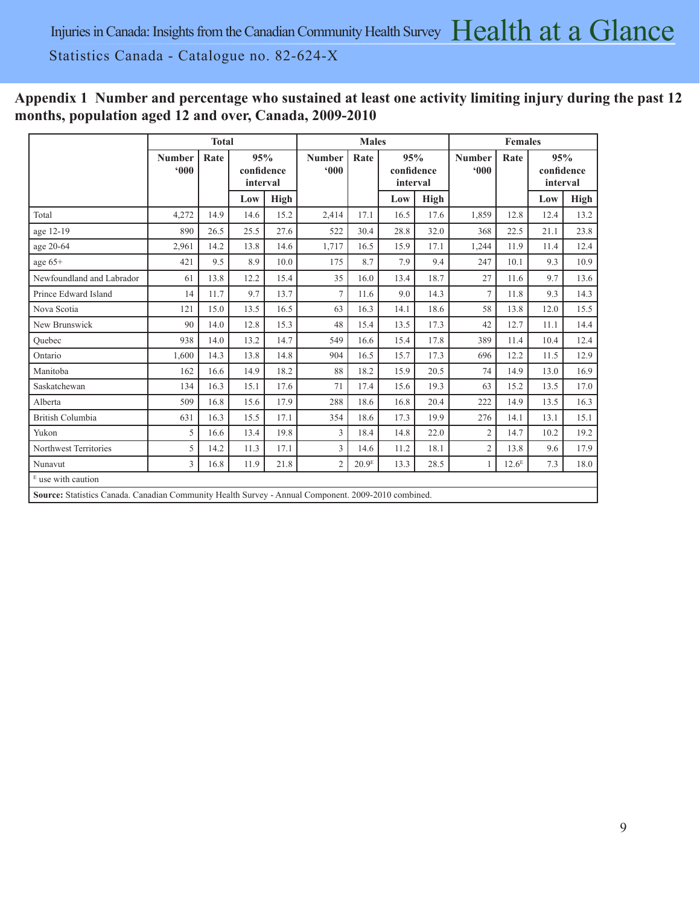## Appendix 1 Number and percentage who sustained at least one activity limiting injury during the past 12 months, population aged 12 and over, Canada, 2009-2010

| | Total | | | | Males | | | | Females | | | |
|---|---|---|---|---|---|---|---|---|---|---|---|---|
| | Number '000 | Rate | 95% confidence interval | | Number '000 | Rate | 95% confidence interval | | Number '000 | Rate | 95% confidence interval | |
| | | | Low | High | | | Low | High | | | Low | High |
| Total | 4,272 | 14.9 | 14.6 | 15.2 | 2,414 | 17.1 | 16.5 | 17.6 | 1,859 | 12.8 | 12.4 | 13.2 |
| age 12-19 | 890 | 26.5 | 25.5 | 27.6 | 522 | 30.4 | 28.8 | 32.0 | 368 | 22.5 | 21.1 | 23.8 |
| age 20-64 | 2,961 | 14.2 | 13.8 | 14.6 | 1,717 | 16.5 | 15.9 | 17.1 | 1,244 | 11.9 | 11.4 | 12.4 |
| age 65+ | 421 | 9.5 | 8.9 | 10.0 | 175 | 8.7 | 7.9 | 9.4 | 247 | 10.1 | 9.3 | 10.9 |
| Newfoundland and Labrador | 61 | 13.8 | 12.2 | 15.4 | 35 | 16.0 | 13.4 | 18.7 | 27 | 11.6 | 9.7 | 13.6 |
| Prince Edward Island | 14 | 11.7 | 9.7 | 13.7 | 7 | 11.6 | 9.0 | 14.3 | 7 | 11.8 | 9.3 | 14.3 |
| Nova Scotia | 121 | 15.0 | 13.5 | 16.5 | 63 | 16.3 | 14.1 | 18.6 | 58 | 13.8 | 12.0 | 15.5 |
| New Brunswick | 90 | 14.0 | 12.8 | 15.3 | 48 | 15.4 | 13.5 | 17.3 | 42 | 12.7 | 11.1 | 14.4 |
| Quebec | 938 | 14.0 | 13.2 | 14.7 | 549 | 16.6 | 15.4 | 17.8 | 389 | 11.4 | 10.4 | 12.4 |
| Ontario | 1,600 | 14.3 | 13.8 | 14.8 | 904 | 16.5 | 15.7 | 17.3 | 696 | 12.2 | 11.5 | 12.9 |
| Manitoba | 162 | 16.6 | 14.9 | 18.2 | 88 | 18.2 | 15.9 | 20.5 | 74 | 14.9 | 13.0 | 16.9 |
| Saskatchewan | 134 | 16.3 | 15.1 | 17.6 | 71 | 17.4 | 15.6 | 19.3 | 63 | 15.2 | 13.5 | 17.0 |
| Alberta | 509 | 16.8 | 15.6 | 17.9 | 288 | 18.6 | 16.8 | 20.4 | 222 | 14.9 | 13.5 | 16.3 |
| British Columbia | 631 | 16.3 | 15.5 | 17.1 | 354 | 18.6 | 17.3 | 19.9 | 276 | 14.1 | 13.1 | 15.1 |
| Yukon | 5 | 16.6 | 13.4 | 19.8 | 3 | 18.4 | 14.8 | 22.0 | 2 | 14.7 | 10.2 | 19.2 |
| Northwest Territories | 5 | 14.2 | 11.3 | 17.1 | 3 | 14.6 | 11.2 | 18.1 | 2 | 13.8 | 9.6 | 17.9 |
| Nunavut | 3 | 16.8 | 11.9 | 21.8 | 2 | 20.9[E] | 13.3 | 28.5 | 1 | 12.6[E] | 7.3 | 18.0 |

[E] use with caution

**Source:** Statistics Canada. Canadian Community Health Survey - Annual Component. 2009-2010 combined.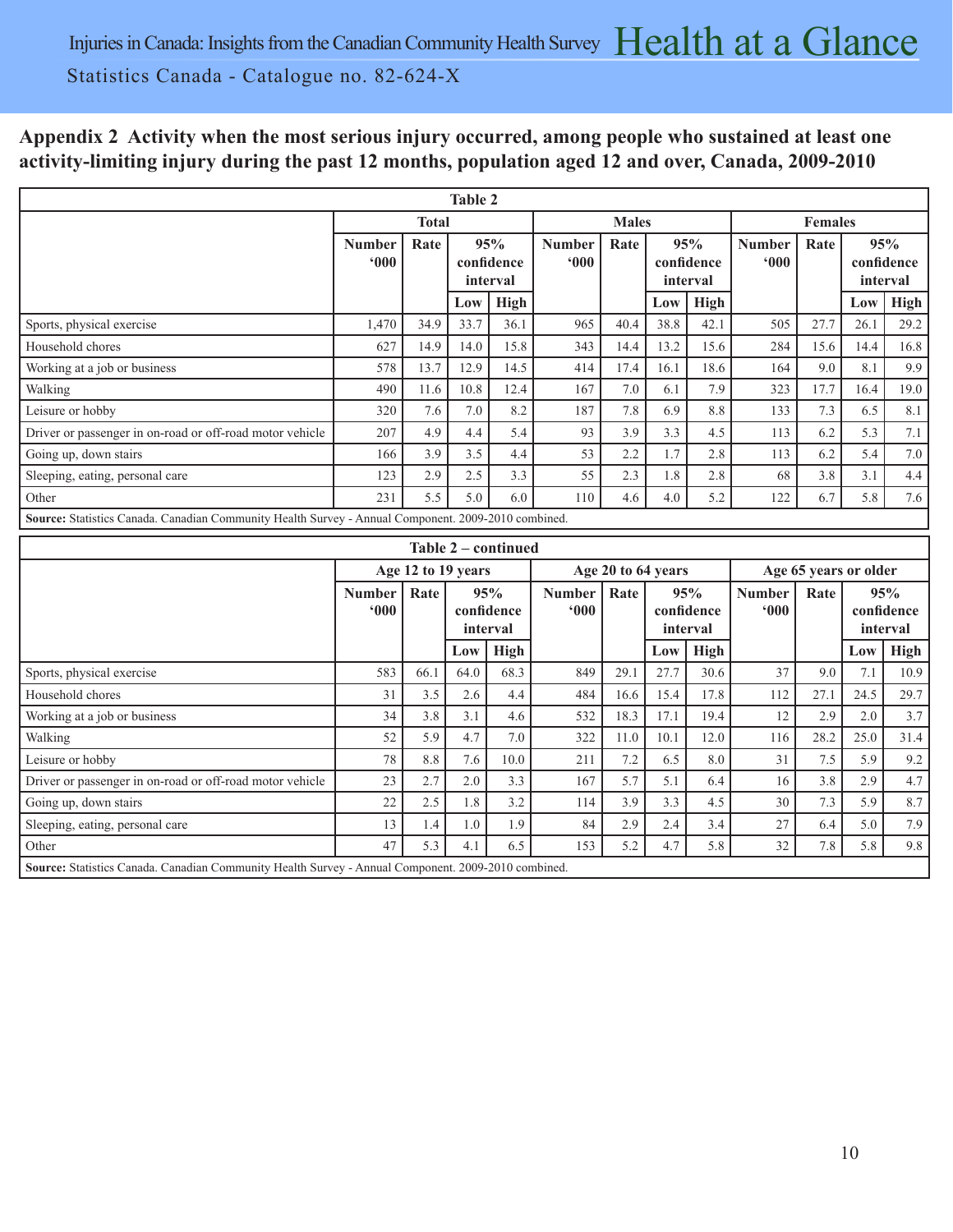## Appendix 2 Activity when the most serious injury occurred, among people who sustained at least one activity-limiting injury during the past 12 months, population aged 12 and over, Canada, 2009-2010

**Table 2**

| | Total | | | | Males | | | | Females | | | |
|---|---|---|---|---|---|---|---|---|---|---|---|---|
| | Number '000 | Rate | 95% confidence interval | | Number '000 | Rate | 95% confidence interval | | Number '000 | Rate | 95% confidence interval | |
| | | | Low | High | | | Low | High | | | Low | High |
| Sports, physical exercise | 1,470 | 34.9 | 33.7 | 36.1 | 965 | 40.4 | 38.8 | 42.1 | 505 | 27.7 | 26.1 | 29.2 |
| Household chores | 627 | 14.9 | 14.0 | 15.8 | 343 | 14.4 | 13.2 | 15.6 | 284 | 15.6 | 14.4 | 16.8 |
| Working at a job or business | 578 | 13.7 | 12.9 | 14.5 | 414 | 17.4 | 16.1 | 18.6 | 164 | 9.0 | 8.1 | 9.9 |
| Walking | 490 | 11.6 | 10.8 | 12.4 | 167 | 7.0 | 6.1 | 7.9 | 323 | 17.7 | 16.4 | 19.0 |
| Leisure or hobby | 320 | 7.6 | 7.0 | 8.2 | 187 | 7.8 | 6.9 | 8.8 | 133 | 7.3 | 6.5 | 8.1 |
| Driver or passenger in on-road or off-road motor vehicle | 207 | 4.9 | 4.4 | 5.4 | 93 | 3.9 | 3.3 | 4.5 | 113 | 6.2 | 5.3 | 7.1 |
| Going up, down stairs | 166 | 3.9 | 3.5 | 4.4 | 53 | 2.2 | 1.7 | 2.8 | 113 | 6.2 | 5.4 | 7.0 |
| Sleeping, eating, personal care | 123 | 2.9 | 2.5 | 3.3 | 55 | 2.3 | 1.8 | 2.8 | 68 | 3.8 | 3.1 | 4.4 |
| Other | 231 | 5.5 | 5.0 | 6.0 | 110 | 4.6 | 4.0 | 5.2 | 122 | 6.7 | 5.8 | 7.6 |

**Source:** Statistics Canada. Canadian Community Health Survey - Annual Component. 2009-2010 combined.

**Table 2 – continued**

| | Age 12 to 19 years | | | | Age 20 to 64 years | | | | Age 65 years or older | | | |
|---|---|---|---|---|---|---|---|---|---|---|---|---|
| | Number '000 | Rate | 95% confidence interval | | Number '000 | Rate | 95% confidence interval | | Number '000 | Rate | 95% confidence interval | |
| | | | Low | High | | | Low | High | | | Low | High |
| Sports, physical exercise | 583 | 66.1 | 64.0 | 68.3 | 849 | 29.1 | 27.7 | 30.6 | 37 | 9.0 | 7.1 | 10.9 |
| Household chores | 31 | 3.5 | 2.6 | 4.4 | 484 | 16.6 | 15.4 | 17.8 | 112 | 27.1 | 24.5 | 29.7 |
| Working at a job or business | 34 | 3.8 | 3.1 | 4.6 | 532 | 18.3 | 17.1 | 19.4 | 12 | 2.9 | 2.0 | 3.7 |
| Walking | 52 | 5.9 | 4.7 | 7.0 | 322 | 11.0 | 10.1 | 12.0 | 116 | 28.2 | 25.0 | 31.4 |
| Leisure or hobby | 78 | 8.8 | 7.6 | 10.0 | 211 | 7.2 | 6.5 | 8.0 | 31 | 7.5 | 5.9 | 9.2 |
| Driver or passenger in on-road or off-road motor vehicle | 23 | 2.7 | 2.0 | 3.3 | 167 | 5.7 | 5.1 | 6.4 | 16 | 3.8 | 2.9 | 4.7 |
| Going up, down stairs | 22 | 2.5 | 1.8 | 3.2 | 114 | 3.9 | 3.3 | 4.5 | 30 | 7.3 | 5.9 | 8.7 |
| Sleeping, eating, personal care | 13 | 1.4 | 1.0 | 1.9 | 84 | 2.9 | 2.4 | 3.4 | 27 | 6.4 | 5.0 | 7.9 |
| Other | 47 | 5.3 | 4.1 | 6.5 | 153 | 5.2 | 4.7 | 5.8 | 32 | 7.8 | 5.8 | 9.8 |

**Source:** Statistics Canada. Canadian Community Health Survey - Annual Component. 2009-2010 combined.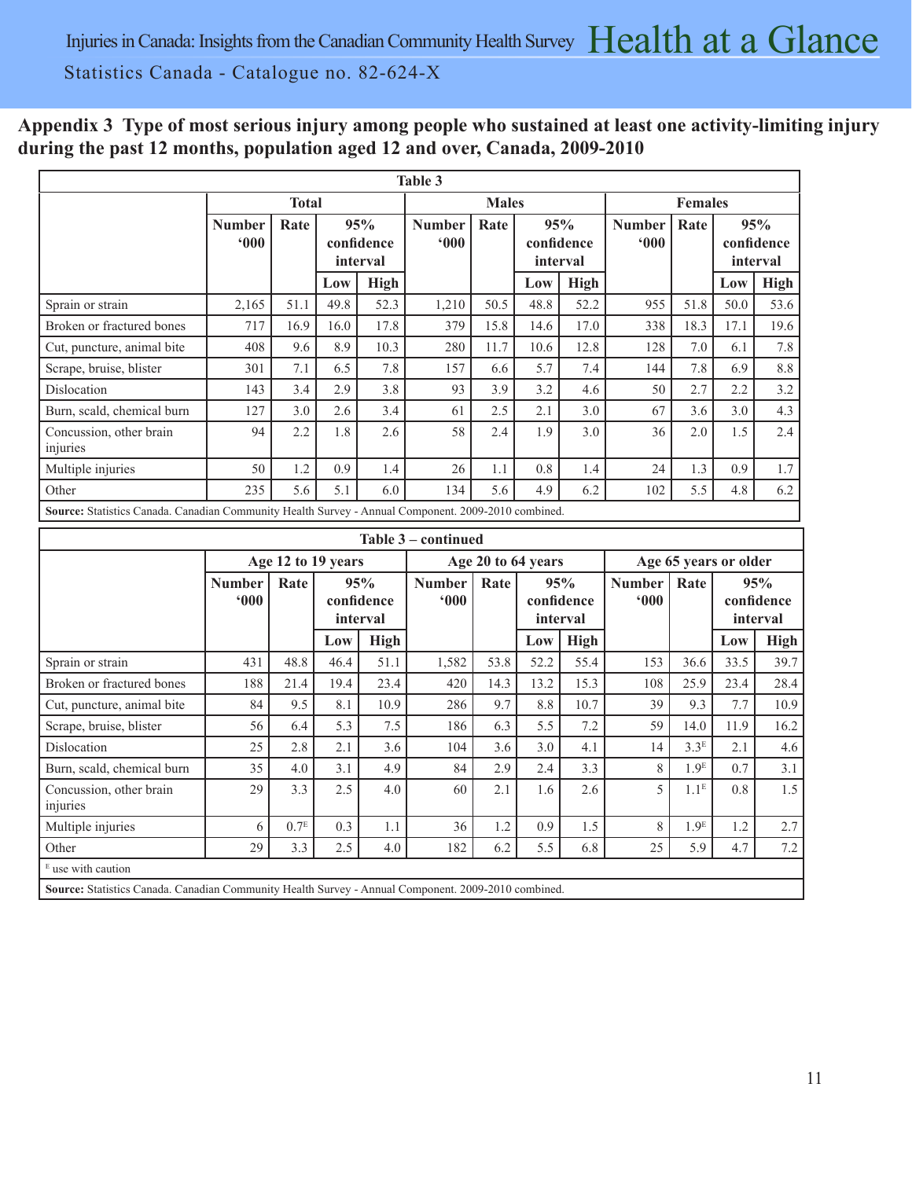## Appendix 3 Type of most serious injury among people who sustained at least one activity-limiting injury during the past 12 months, population aged 12 and over, Canada, 2009-2010

**Table 3**

| | Total | | | | Males | | | | Females | | | |
|---|---|---|---|---|---|---|---|---|---|---|---|---|
| | Number '000 | Rate | 95% confidence interval | | Number '000 | Rate | 95% confidence interval | | Number '000 | Rate | 95% confidence interval | |
| | | | Low | High | | | Low | High | | | Low | High |
| Sprain or strain | 2,165 | 51.1 | 49.8 | 52.3 | 1,210 | 50.5 | 48.8 | 52.2 | 955 | 51.8 | 50.0 | 53.6 |
| Broken or fractured bones | 717 | 16.9 | 16.0 | 17.8 | 379 | 15.8 | 14.6 | 17.0 | 338 | 18.3 | 17.1 | 19.6 |
| Cut, puncture, animal bite | 408 | 9.6 | 8.9 | 10.3 | 280 | 11.7 | 10.6 | 12.8 | 128 | 7.0 | 6.1 | 7.8 |
| Scrape, bruise, blister | 301 | 7.1 | 6.5 | 7.8 | 157 | 6.6 | 5.7 | 7.4 | 144 | 7.8 | 6.9 | 8.8 |
| Dislocation | 143 | 3.4 | 2.9 | 3.8 | 93 | 3.9 | 3.2 | 4.6 | 50 | 2.7 | 2.2 | 3.2 |
| Burn, scald, chemical burn | 127 | 3.0 | 2.6 | 3.4 | 61 | 2.5 | 2.1 | 3.0 | 67 | 3.6 | 3.0 | 4.3 |
| Concussion, other brain injuries | 94 | 2.2 | 1.8 | 2.6 | 58 | 2.4 | 1.9 | 3.0 | 36 | 2.0 | 1.5 | 2.4 |
| Multiple injuries | 50 | 1.2 | 0.9 | 1.4 | 26 | 1.1 | 0.8 | 1.4 | 24 | 1.3 | 0.9 | 1.7 |
| Other | 235 | 5.6 | 5.1 | 6.0 | 134 | 5.6 | 4.9 | 6.2 | 102 | 5.5 | 4.8 | 6.2 |

**Source:** Statistics Canada. Canadian Community Health Survey - Annual Component. 2009-2010 combined.

**Table 3 – continued**

| | Age 12 to 19 years | | | | Age 20 to 64 years | | | | Age 65 years or older | | | |
|---|---|---|---|---|---|---|---|---|---|---|---|---|
| | Number '000 | Rate | 95% confidence interval | | Number '000 | Rate | 95% confidence interval | | Number '000 | Rate | 95% confidence interval | |
| | | | Low | High | | | Low | High | | | Low | High |
| Sprain or strain | 431 | 48.8 | 46.4 | 51.1 | 1,582 | 53.8 | 52.2 | 55.4 | 153 | 36.6 | 33.5 | 39.7 |
| Broken or fractured bones | 188 | 21.4 | 19.4 | 23.4 | 420 | 14.3 | 13.2 | 15.3 | 108 | 25.9 | 23.4 | 28.4 |
| Cut, puncture, animal bite | 84 | 9.5 | 8.1 | 10.9 | 286 | 9.7 | 8.8 | 10.7 | 39 | 9.3 | 7.7 | 10.9 |
| Scrape, bruise, blister | 56 | 6.4 | 5.3 | 7.5 | 186 | 6.3 | 5.5 | 7.2 | 59 | 14.0 | 11.9 | 16.2 |
| Dislocation | 25 | 2.8 | 2.1 | 3.6 | 104 | 3.6 | 3.0 | 4.1 | 14 | 3.3[E] | 2.1 | 4.6 |
| Burn, scald, chemical burn | 35 | 4.0 | 3.1 | 4.9 | 84 | 2.9 | 2.4 | 3.3 | 8 | 1.9[E] | 0.7 | 3.1 |
| Concussion, other brain injuries | 29 | 3.3 | 2.5 | 4.0 | 60 | 2.1 | 1.6 | 2.6 | 5 | 1.1[E] | 0.8 | 1.5 |
| Multiple injuries | 6 | 0.7[E] | 0.3 | 1.1 | 36 | 1.2 | 0.9 | 1.5 | 8 | 1.9[E] | 1.2 | 2.7 |
| Other | 29 | 3.3 | 2.5 | 4.0 | 182 | 6.2 | 5.5 | 6.8 | 25 | 5.9 | 4.7 | 7.2 |

[E] use with caution

**Source:** Statistics Canada. Canadian Community Health Survey - Annual Component. 2009-2010 combined.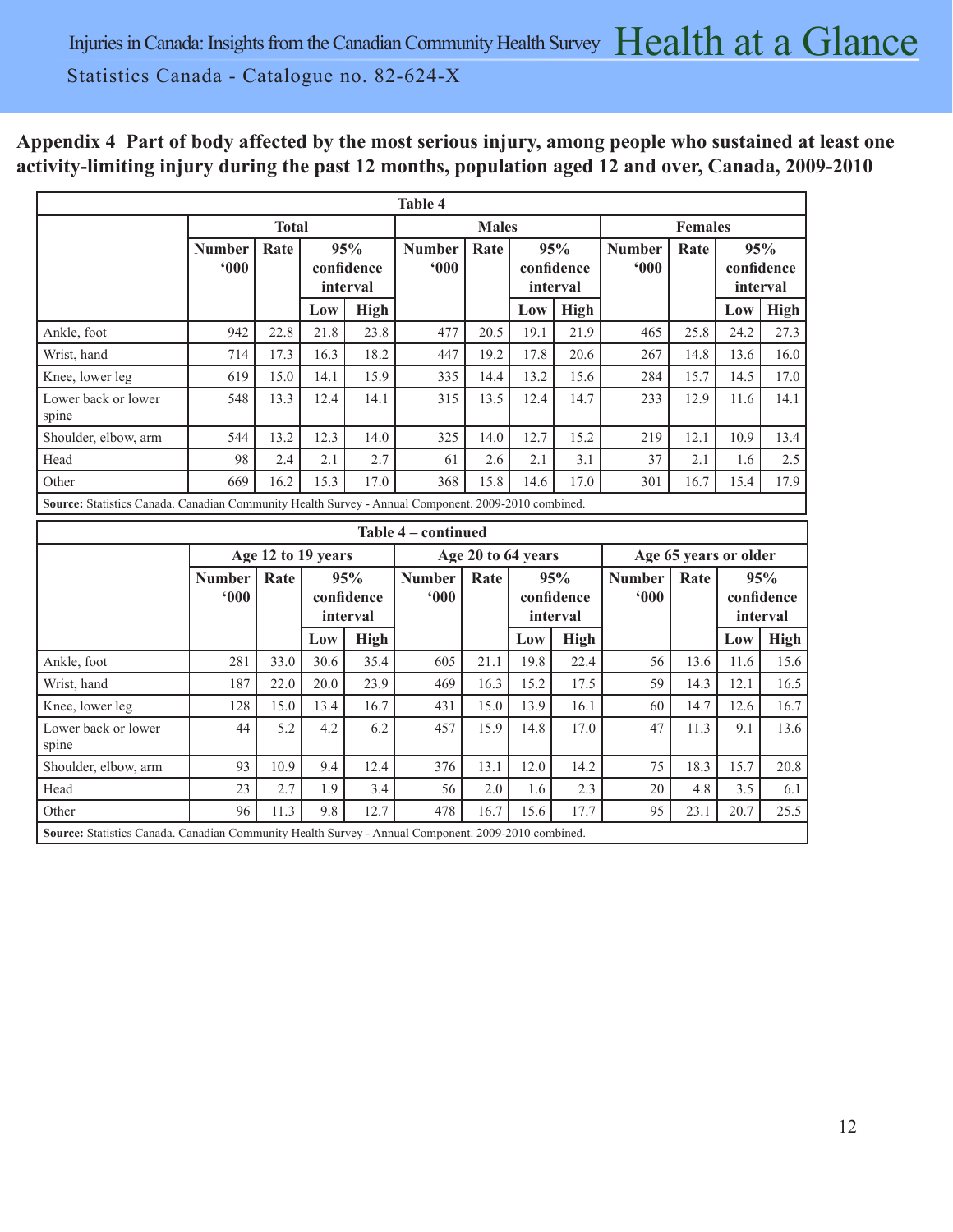## Appendix 4 Part of body affected by the most serious injury, among people who sustained at least one activity-limiting injury during the past 12 months, population aged 12 and over, Canada, 2009-2010

**Table 4**

| | Total | | | | Males | | | | Females | | | |
|---|---|---|---|---|---|---|---|---|---|---|---|---|
| | Number '000 | Rate | 95% confidence interval | | Number '000 | Rate | 95% confidence interval | | Number '000 | Rate | 95% confidence interval | |
| | | | Low | High | | | Low | High | | | Low | High |
| Ankle, foot | 942 | 22.8 | 21.8 | 23.8 | 477 | 20.5 | 19.1 | 21.9 | 465 | 25.8 | 24.2 | 27.3 |
| Wrist, hand | 714 | 17.3 | 16.3 | 18.2 | 447 | 19.2 | 17.8 | 20.6 | 267 | 14.8 | 13.6 | 16.0 |
| Knee, lower leg | 619 | 15.0 | 14.1 | 15.9 | 335 | 14.4 | 13.2 | 15.6 | 284 | 15.7 | 14.5 | 17.0 |
| Lower back or lower spine | 548 | 13.3 | 12.4 | 14.1 | 315 | 13.5 | 12.4 | 14.7 | 233 | 12.9 | 11.6 | 14.1 |
| Shoulder, elbow, arm | 544 | 13.2 | 12.3 | 14.0 | 325 | 14.0 | 12.7 | 15.2 | 219 | 12.1 | 10.9 | 13.4 |
| Head | 98 | 2.4 | 2.1 | 2.7 | 61 | 2.6 | 2.1 | 3.1 | 37 | 2.1 | 1.6 | 2.5 |
| Other | 669 | 16.2 | 15.3 | 17.0 | 368 | 15.8 | 14.6 | 17.0 | 301 | 16.7 | 15.4 | 17.9 |

**Source:** Statistics Canada. Canadian Community Health Survey - Annual Component. 2009-2010 combined.

**Table 4 – continued**

| | Age 12 to 19 years | | | | Age 20 to 64 years | | | | Age 65 years or older | | | |
|---|---|---|---|---|---|---|---|---|---|---|---|---|
| | Number '000 | Rate | 95% confidence interval | | Number '000 | Rate | 95% confidence interval | | Number '000 | Rate | 95% confidence interval | |
| | | | Low | High | | | Low | High | | | Low | High |
| Ankle, foot | 281 | 33.0 | 30.6 | 35.4 | 605 | 21.1 | 19.8 | 22.4 | 56 | 13.6 | 11.6 | 15.6 |
| Wrist, hand | 187 | 22.0 | 20.0 | 23.9 | 469 | 16.3 | 15.2 | 17.5 | 59 | 14.3 | 12.1 | 16.5 |
| Knee, lower leg | 128 | 15.0 | 13.4 | 16.7 | 431 | 15.0 | 13.9 | 16.1 | 60 | 14.7 | 12.6 | 16.7 |
| Lower back or lower spine | 44 | 5.2 | 4.2 | 6.2 | 457 | 15.9 | 14.8 | 17.0 | 47 | 11.3 | 9.1 | 13.6 |
| Shoulder, elbow, arm | 93 | 10.9 | 9.4 | 12.4 | 376 | 13.1 | 12.0 | 14.2 | 75 | 18.3 | 15.7 | 20.8 |
| Head | 23 | 2.7 | 1.9 | 3.4 | 56 | 2.0 | 1.6 | 2.3 | 20 | 4.8 | 3.5 | 6.1 |
| Other | 96 | 11.3 | 9.8 | 12.7 | 478 | 16.7 | 15.6 | 17.7 | 95 | 23.1 | 20.7 | 25.5 |

**Source:** Statistics Canada. Canadian Community Health Survey - Annual Component. 2009-2010 combined.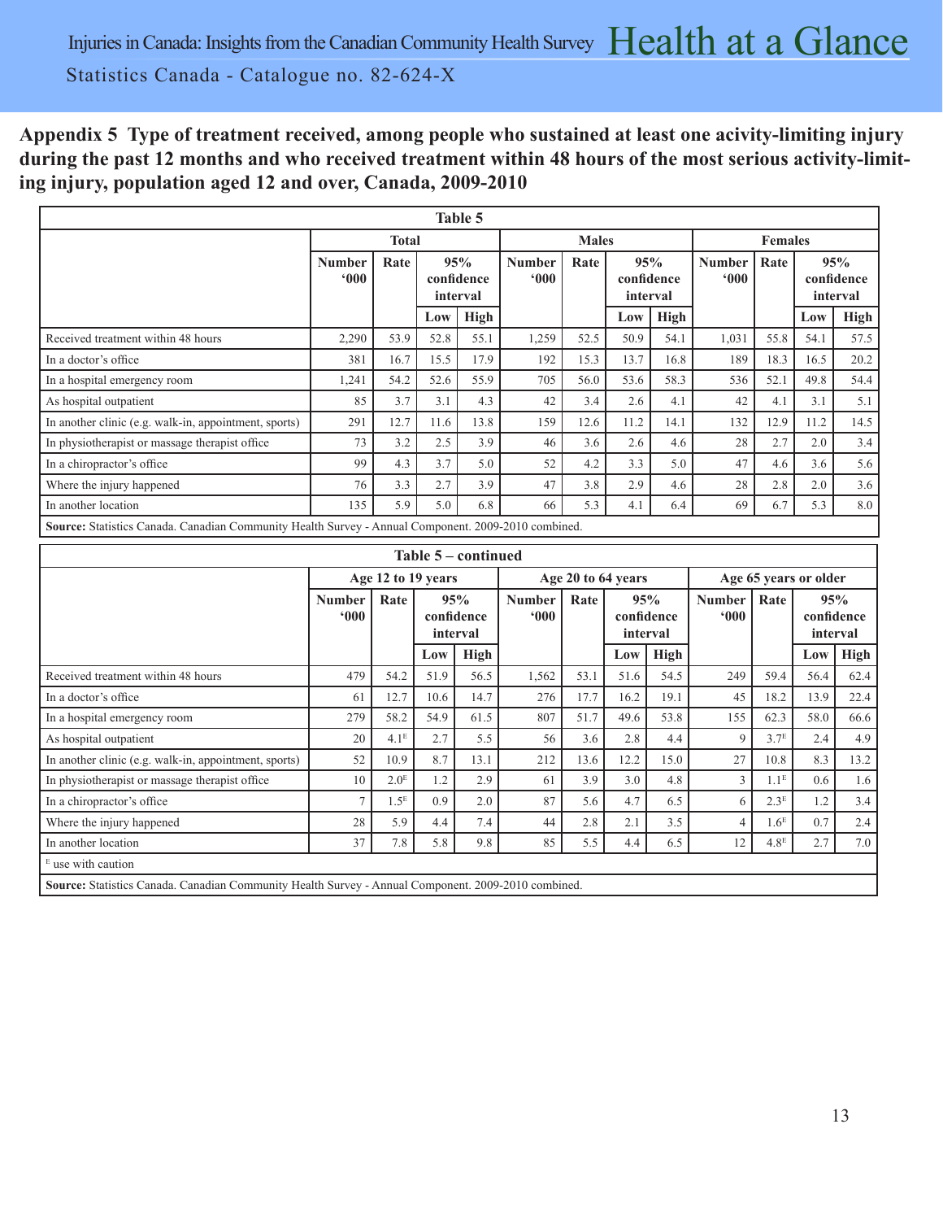## Appendix 5 Type of treatment received, among people who sustained at least one acivity-limiting injury during the past 12 months and who received treatment within 48 hours of the most serious activity-limiting injury, population aged 12 and over, Canada, 2009-2010

**Table 5**

| | Total | | | | Males | | | | Females | | | |
|---|---|---|---|---|---|---|---|---|---|---|---|---|
| | Number '000 | Rate | 95% confidence interval | | Number '000 | Rate | 95% confidence interval | | Number '000 | Rate | 95% confidence interval | |
| | | | Low | High | | | Low | High | | | Low | High |
| Received treatment within 48 hours | 2,290 | 53.9 | 52.8 | 55.1 | 1,259 | 52.5 | 50.9 | 54.1 | 1,031 | 55.8 | 54.1 | 57.5 |
| In a doctor's office | 381 | 16.7 | 15.5 | 17.9 | 192 | 15.3 | 13.7 | 16.8 | 189 | 18.3 | 16.5 | 20.2 |
| In a hospital emergency room | 1,241 | 54.2 | 52.6 | 55.9 | 705 | 56.0 | 53.6 | 58.3 | 536 | 52.1 | 49.8 | 54.4 |
| As hospital outpatient | 85 | 3.7 | 3.1 | 4.3 | 42 | 3.4 | 2.6 | 4.1 | 42 | 4.1 | 3.1 | 5.1 |
| In another clinic (e.g. walk-in, appointment, sports) | 291 | 12.7 | 11.6 | 13.8 | 159 | 12.6 | 11.2 | 14.1 | 132 | 12.9 | 11.2 | 14.5 |
| In physiotherapist or massage therapist office | 73 | 3.2 | 2.5 | 3.9 | 46 | 3.6 | 2.6 | 4.6 | 28 | 2.7 | 2.0 | 3.4 |
| In a chiropractor's office | 99 | 4.3 | 3.7 | 5.0 | 52 | 4.2 | 3.3 | 5.0 | 47 | 4.6 | 3.6 | 5.6 |
| Where the injury happened | 76 | 3.3 | 2.7 | 3.9 | 47 | 3.8 | 2.9 | 4.6 | 28 | 2.8 | 2.0 | 3.6 |
| In another location | 135 | 5.9 | 5.0 | 6.8 | 66 | 5.3 | 4.1 | 6.4 | 69 | 6.7 | 5.3 | 8.0 |

**Source:** Statistics Canada. Canadian Community Health Survey - Annual Component. 2009-2010 combined.

**Table 5 – continued**

| | Age 12 to 19 years | | | | Age 20 to 64 years | | | | Age 65 years or older | | | |
|---|---|---|---|---|---|---|---|---|---|---|---|---|
| | Number '000 | Rate | 95% confidence interval | | Number '000 | Rate | 95% confidence interval | | Number '000 | Rate | 95% confidence interval | |
| | | | Low | High | | | Low | High | | | Low | High |
| Received treatment within 48 hours | 479 | 54.2 | 51.9 | 56.5 | 1,562 | 53.1 | 51.6 | 54.5 | 249 | 59.4 | 56.4 | 62.4 |
| In a doctor's office | 61 | 12.7 | 10.6 | 14.7 | 276 | 17.7 | 16.2 | 19.1 | 45 | 18.2 | 13.9 | 22.4 |
| In a hospital emergency room | 279 | 58.2 | 54.9 | 61.5 | 807 | 51.7 | 49.6 | 53.8 | 155 | 62.3 | 58.0 | 66.6 |
| As hospital outpatient | 20 | 4.1E | 2.7 | 5.5 | 56 | 3.6 | 2.8 | 4.4 | 9 | 3.7E | 2.4 | 4.9 |
| In another clinic (e.g. walk-in, appointment, sports) | 52 | 10.9 | 8.7 | 13.1 | 212 | 13.6 | 12.2 | 15.0 | 27 | 10.8 | 8.3 | 13.2 |
| In physiotherapist or massage therapist office | 10 | 2.0E | 1.2 | 2.9 | 61 | 3.9 | 3.0 | 4.8 | 3 | 1.1E | 0.6 | 1.6 |
| In a chiropractor's office | 7 | 1.5E | 0.9 | 2.0 | 87 | 5.6 | 4.7 | 6.5 | 6 | 2.3E | 1.2 | 3.4 |
| Where the injury happened | 28 | 5.9 | 4.4 | 7.4 | 44 | 2.8 | 2.1 | 3.5 | 4 | 1.6E | 0.7 | 2.4 |
| In another location | 37 | 7.8 | 5.8 | 9.8 | 85 | 5.5 | 4.4 | 6.5 | 12 | 4.8E | 2.7 | 7.0 |

E use with caution

**Source:** Statistics Canada. Canadian Community Health Survey - Annual Component. 2009-2010 combined.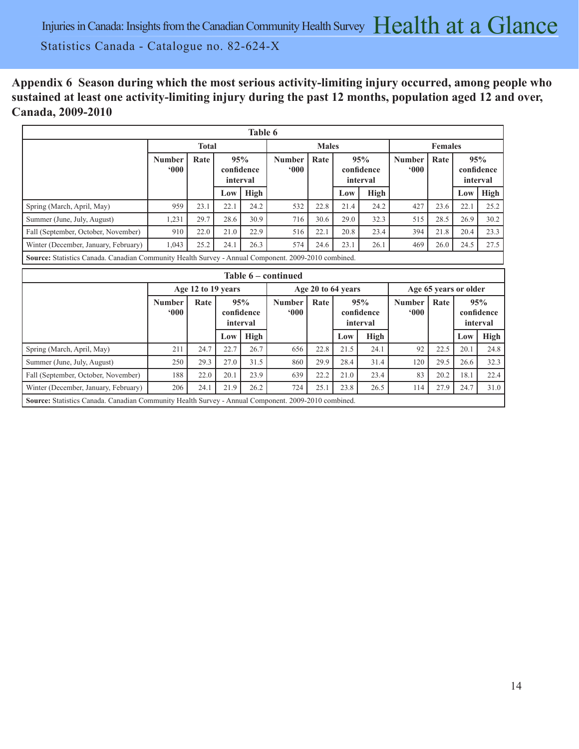## Appendix 6 Season during which the most serious activity-limiting injury occurred, among people who sustained at least one activity-limiting injury during the past 12 months, population aged 12 and over, Canada, 2009-2010

**Table 6**

| | Total | | | | Males | | | | Females | | | |
|---|---|---|---|---|---|---|---|---|---|---|---|---|
| | Number '000 | Rate | 95% confidence interval | | Number '000 | Rate | 95% confidence interval | | Number '000 | Rate | 95% confidence interval | |
| | | | Low | High | | | Low | High | | | Low | High |
| Spring (March, April, May) | 959 | 23.1 | 22.1 | 24.2 | 532 | 22.8 | 21.4 | 24.2 | 427 | 23.6 | 22.1 | 25.2 |
| Summer (June, July, August) | 1,231 | 29.7 | 28.6 | 30.9 | 716 | 30.6 | 29.0 | 32.3 | 515 | 28.5 | 26.9 | 30.2 |
| Fall (September, October, November) | 910 | 22.0 | 21.0 | 22.9 | 516 | 22.1 | 20.8 | 23.4 | 394 | 21.8 | 20.4 | 23.3 |
| Winter (December, January, February) | 1,043 | 25.2 | 24.1 | 26.3 | 574 | 24.6 | 23.1 | 26.1 | 469 | 26.0 | 24.5 | 27.5 |

**Source:** Statistics Canada. Canadian Community Health Survey - Annual Component. 2009-2010 combined.

**Table 6 – continued**

| | Age 12 to 19 years | | | | Age 20 to 64 years | | | | Age 65 years or older | | | |
|---|---|---|---|---|---|---|---|---|---|---|---|---|
| | Number '000 | Rate | 95% confidence interval | | Number '000 | Rate | 95% confidence interval | | Number '000 | Rate | 95% confidence interval | |
| | | | Low | High | | | Low | High | | | Low | High |
| Spring (March, April, May) | 211 | 24.7 | 22.7 | 26.7 | 656 | 22.8 | 21.5 | 24.1 | 92 | 22.5 | 20.1 | 24.8 |
| Summer (June, July, August) | 250 | 29.3 | 27.0 | 31.5 | 860 | 29.9 | 28.4 | 31.4 | 120 | 29.5 | 26.6 | 32.3 |
| Fall (September, October, November) | 188 | 22.0 | 20.1 | 23.9 | 639 | 22.2 | 21.0 | 23.4 | 83 | 20.2 | 18.1 | 22.4 |
| Winter (December, January, February) | 206 | 24.1 | 21.9 | 26.2 | 724 | 25.1 | 23.8 | 26.5 | 114 | 27.9 | 24.7 | 31.0 |

**Source:** Statistics Canada. Canadian Community Health Survey - Annual Component. 2009-2010 combined.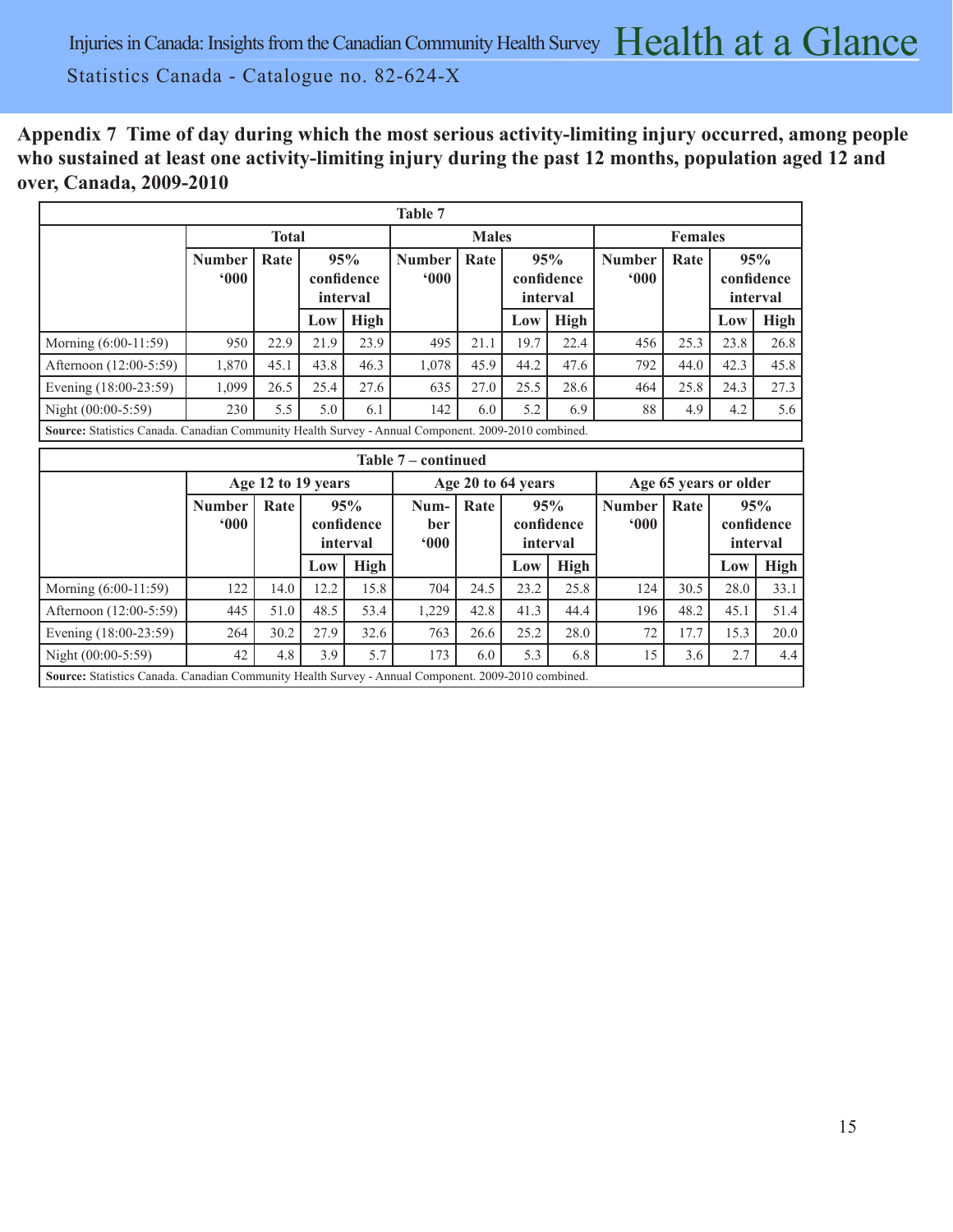## Appendix 7 Time of day during which the most serious activity-limiting injury occurred, among people who sustained at least one activity-limiting injury during the past 12 months, population aged 12 and over, Canada, 2009-2010

**Table 7**

| | Total | | | | Males | | | | Females | | | |
|---|---|---|---|---|---|---|---|---|---|---|---|---|
| | Number '000 | Rate | 95% confidence interval | | Number '000 | Rate | 95% confidence interval | | Number '000 | Rate | 95% confidence interval | |
| | | | Low | High | | | Low | High | | | Low | High |
| Morning (6:00-11:59) | 950 | 22.9 | 21.9 | 23.9 | 495 | 21.1 | 19.7 | 22.4 | 456 | 25.3 | 23.8 | 26.8 |
| Afternoon (12:00-5:59) | 1,870 | 45.1 | 43.8 | 46.3 | 1,078 | 45.9 | 44.2 | 47.6 | 792 | 44.0 | 42.3 | 45.8 |
| Evening (18:00-23:59) | 1,099 | 26.5 | 25.4 | 27.6 | 635 | 27.0 | 25.5 | 28.6 | 464 | 25.8 | 24.3 | 27.3 |
| Night (00:00-5:59) | 230 | 5.5 | 5.0 | 6.1 | 142 | 6.0 | 5.2 | 6.9 | 88 | 4.9 | 4.2 | 5.6 |

**Source:** Statistics Canada. Canadian Community Health Survey - Annual Component. 2009-2010 combined.

**Table 7 – continued**

| | Age 12 to 19 years | | | | Age 20 to 64 years | | | | Age 65 years or older | | | |
|---|---|---|---|---|---|---|---|---|---|---|---|---|
| | Number '000 | Rate | 95% confidence interval | | Number '000 | Rate | 95% confidence interval | | Number '000 | Rate | 95% confidence interval | |
| | | | Low | High | | | Low | High | | | Low | High |
| Morning (6:00-11:59) | 122 | 14.0 | 12.2 | 15.8 | 704 | 24.5 | 23.2 | 25.8 | 124 | 30.5 | 28.0 | 33.1 |
| Afternoon (12:00-5:59) | 445 | 51.0 | 48.5 | 53.4 | 1,229 | 42.8 | 41.3 | 44.4 | 196 | 48.2 | 45.1 | 51.4 |
| Evening (18:00-23:59) | 264 | 30.2 | 27.9 | 32.6 | 763 | 26.6 | 25.2 | 28.0 | 72 | 17.7 | 15.3 | 20.0 |
| Night (00:00-5:59) | 42 | 4.8 | 3.9 | 5.7 | 173 | 6.0 | 5.3 | 6.8 | 15 | 3.6 | 2.7 | 4.4 |

**Source:** Statistics Canada. Canadian Community Health Survey - Annual Component. 2009-2010 combined.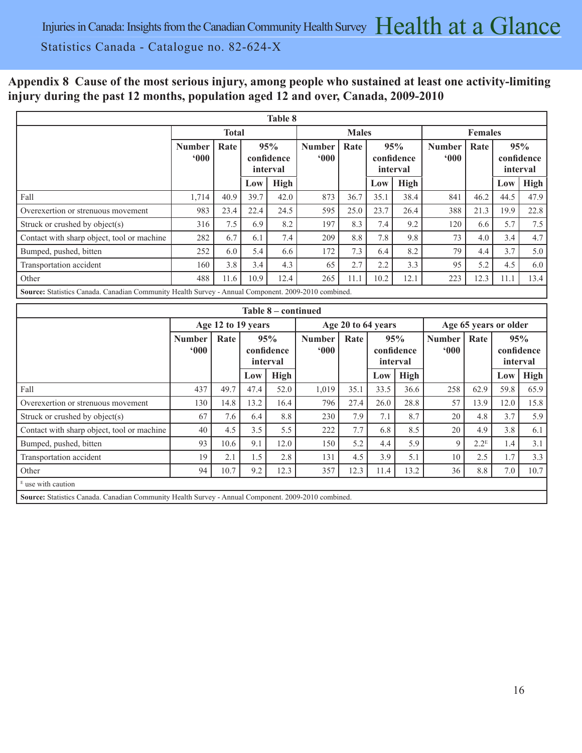## Appendix 8 Cause of the most serious injury, among people who sustained at least one activity-limiting injury during the past 12 months, population aged 12 and over, Canada, 2009-2010

**Table 8**

| | Total | | | | Males | | | | Females | | | |
|---|---|---|---|---|---|---|---|---|---|---|---|---|
| | Number '000 | Rate | 95% confidence interval | | Number '000 | Rate | 95% confidence interval | | Number '000 | Rate | 95% confidence interval | |
| | | | Low | High | | | Low | High | | | Low | High |
| Fall | 1,714 | 40.9 | 39.7 | 42.0 | 873 | 36.7 | 35.1 | 38.4 | 841 | 46.2 | 44.5 | 47.9 |
| Overexertion or strenuous movement | 983 | 23.4 | 22.4 | 24.5 | 595 | 25.0 | 23.7 | 26.4 | 388 | 21.3 | 19.9 | 22.8 |
| Struck or crushed by object(s) | 316 | 7.5 | 6.9 | 8.2 | 197 | 8.3 | 7.4 | 9.2 | 120 | 6.6 | 5.7 | 7.5 |
| Contact with sharp object, tool or machine | 282 | 6.7 | 6.1 | 7.4 | 209 | 8.8 | 7.8 | 9.8 | 73 | 4.0 | 3.4 | 4.7 |
| Bumped, pushed, bitten | 252 | 6.0 | 5.4 | 6.6 | 172 | 7.3 | 6.4 | 8.2 | 79 | 4.4 | 3.7 | 5.0 |
| Transportation accident | 160 | 3.8 | 3.4 | 4.3 | 65 | 2.7 | 2.2 | 3.3 | 95 | 5.2 | 4.5 | 6.0 |
| Other | 488 | 11.6 | 10.9 | 12.4 | 265 | 11.1 | 10.2 | 12.1 | 223 | 12.3 | 11.1 | 13.4 |

**Source:** Statistics Canada. Canadian Community Health Survey - Annual Component. 2009-2010 combined.

**Table 8 – continued**

| | Age 12 to 19 years | | | | Age 20 to 64 years | | | | Age 65 years or older | | | |
|---|---|---|---|---|---|---|---|---|---|---|---|---|
| | Number '000 | Rate | 95% confidence interval | | Number '000 | Rate | 95% confidence interval | | Number '000 | Rate | 95% confidence interval | |
| | | | Low | High | | | Low | High | | | Low | High |
| Fall | 437 | 49.7 | 47.4 | 52.0 | 1,019 | 35.1 | 33.5 | 36.6 | 258 | 62.9 | 59.8 | 65.9 |
| Overexertion or strenuous movement | 130 | 14.8 | 13.2 | 16.4 | 796 | 27.4 | 26.0 | 28.8 | 57 | 13.9 | 12.0 | 15.8 |
| Struck or crushed by object(s) | 67 | 7.6 | 6.4 | 8.8 | 230 | 7.9 | 7.1 | 8.7 | 20 | 4.8 | 3.7 | 5.9 |
| Contact with sharp object, tool or machine | 40 | 4.5 | 3.5 | 5.5 | 222 | 7.7 | 6.8 | 8.5 | 20 | 4.9 | 3.8 | 6.1 |
| Bumped, pushed, bitten | 93 | 10.6 | 9.1 | 12.0 | 150 | 5.2 | 4.4 | 5.9 | 9 | 2.2E | 1.4 | 3.1 |
| Transportation accident | 19 | 2.1 | 1.5 | 2.8 | 131 | 4.5 | 3.9 | 5.1 | 10 | 2.5 | 1.7 | 3.3 |
| Other | 94 | 10.7 | 9.2 | 12.3 | 357 | 12.3 | 11.4 | 13.2 | 36 | 8.8 | 7.0 | 10.7 |

E use with caution

**Source:** Statistics Canada. Canadian Community Health Survey - Annual Component. 2009-2010 combined.